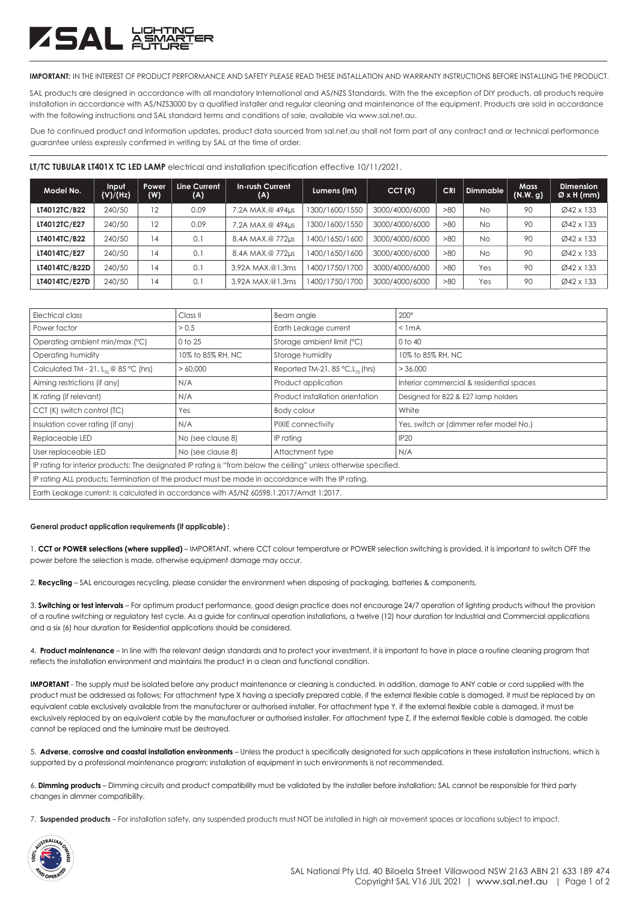**IMPORTANT:** IN THE INTEREST OF PRODUCT PERFORMANCE AND SAFETY PLEASE READ THESE INSTALLATION AND WARRANTY INSTRUCTIONS BEFORE INSTALLING THE PRODUCT.

SAL products are designed in accordance with all mandatory International and AS/NZS Standards. With the the exception of DIY products, all products require installation in accordance with AS/NZS3000 by a qualified installer and regular cleaning and maintenance of the equipment. Products are sold in accordance with the following instructions and SAL standard terms and conditions of sale, available via www.sal.net.au.

Due to continued product and information updates, product data sourced from sal.net.au shall not form part of any contract and or technical performance guarantee unless expressly confirmed in writing by SAL at the time of order.

**LT/TC TUBULAR LT401X TC LED LAMP** electrical and installation specification effective 10/11/2021.

| Model No. | Input (V)/(Hz) | Power (W) | Line Current (A) | In-rush Current (A) | Lumens (lm) | CCT (K) | CRI | Dimmable | Mass (N.W. g) | Dimension Ø x H (mm) |
|---|---|---|---|---|---|---|---|---|---|---|
| LT4012TC/B22 | 240/50 | 12 | 0.09 | 7.2A MAX.@ 494µs | 1300/1600/1550 | 3000/4000/6000 | >80 | No | 90 | Ø42 x 133 |
| LT4012TC/E27 | 240/50 | 12 | 0.09 | 7.2A MAX.@ 494µs | 1300/1600/1550 | 3000/4000/6000 | >80 | No | 90 | Ø42 x 133 |
| LT4014TC/B22 | 240/50 | 14 | 0.1 | 8.4A MAX.@ 772µs | 1400/1650/1600 | 3000/4000/6000 | >80 | No | 90 | Ø42 x 133 |
| LT4014TC/E27 | 240/50 | 14 | 0.1 | 8.4A MAX.@ 772µs | 1400/1650/1600 | 3000/4000/6000 | >80 | No | 90 | Ø42 x 133 |
| LT4014TC/B22D | 240/50 | 14 | 0.1 | 3.92A MAX.@1.3ms | 1400/1750/1700 | 3000/4000/6000 | >80 | Yes | 90 | Ø42 x 133 |
| LT4014TC/E27D | 240/50 | 14 | 0.1 | 3.92A MAX.@1.3ms | 1400/1750/1700 | 3000/4000/6000 | >80 | Yes | 90 | Ø42 x 133 |

| | | | |
|---|---|---|---|
| Electrical class | Class II | Beam angle | 200° |
| Power factor | > 0.5 | Earth Leakage current | < 1mA |
| Operating ambient min/max (°C) | 0 to 25 | Storage ambient limit (°C) | 0 to 40 |
| Operating humidity | 10% to 85% RH, NC | Storage humidity | 10% to 85% RH, NC |
| Calculated TM - 21, $L_{70}$ @ 85 °C (hrs) | > 60,000 | Reported TM-21, 85 °C, $L_{70}$ (hrs) | > 36,000 |
| Aiming restrictions (if any) | N/A | Product application | Interior commercial & residential spaces |
| IK rating (if relevant) | N/A | Product installation orientation | Designed for B22 & E27 lamp holders |
| CCT (K) switch control (TC) | Yes | Body colour | White |
| Insulation cover rating (if any) | N/A | PIXIE connectivity | Yes, switch or (dimmer refer model No.) |
| Replaceable LED | No (see clause 8) | IP rating | IP20 |
| User replaceable LED | No (see clause 8) | Attachment type | N/A |
| IP rating for interior products: The designated IP rating is "from below the ceiling" unless otherwise specified. | | | |
| IP rating ALL products; Termination of the product must be made in accordance with the IP rating. | | | |
| Earth Leakage current: Is calculated in accordance with AS/NZ 60598.1.2017/Amdt 1:2017. | | | |

**General product application requirements (if applicable) :**

1. **CCT or POWER selections (where supplied)** – IMPORTANT, where CCT colour temperature or POWER selection switching is provided, it is important to switch OFF the power before the selection is made, otherwise equipment damage may occur.

2. **Recycling** – SAL encourages recycling, please consider the environment when disposing of packaging, batteries & components.

3. **Switching or test intervals** – For optimum product performance, good design practice does not encourage 24/7 operation of lighting products without the provision of a routine switching or regulatory test cycle. As a guide for continual operation installations, a twelve (12) hour duration for Industrial and Commercial applications and a six (6) hour duration for Residential applications should be considered.

4. **Product maintenance** – In line with the relevant design standards and to protect your investment, it is important to have in place a routine cleaning program that reflects the installation environment and maintains the product in a clean and functional condition.

**IMPORTANT** - The supply must be isolated before any product maintenance or cleaning is conducted. In addition, damage to ANY cable or cord supplied with the product must be addressed as follows; For attachment type X having a specially prepared cable, if the external flexible cable is damaged, it must be replaced by an equivalent cable exclusively available from the manufacturer or authorised installer. For attachment type Y, if the external flexible cable is damaged, it must be exclusively replaced by an equivalent cable by the manufacturer or authorised installer. For attachment type Z, if the external flexible cable is damaged, the cable cannot be replaced and the luminaire must be destroyed.

5. **Adverse, corrosive and coastal installation environments** – Unless the product is specifically designated for such applications in these installation instructions, which is supported by a professional maintenance program; installation of equipment in such environments is not recommended.

6. **Dimming products** – Dimming circuits and product compatibility must be validated by the installer before installation; SAL cannot be responsible for third party changes in dimmer compatibility.

7. **Suspended products** – For installation safety, any suspended products must NOT be installed in high air movement spaces or locations subject to impact.

SAL National Pty Ltd. 40 Biloela Street Villawood NSW 2163 ABN 21 633 189 474
Copyright SAL V16 JUL 2021 | www.sal.net.au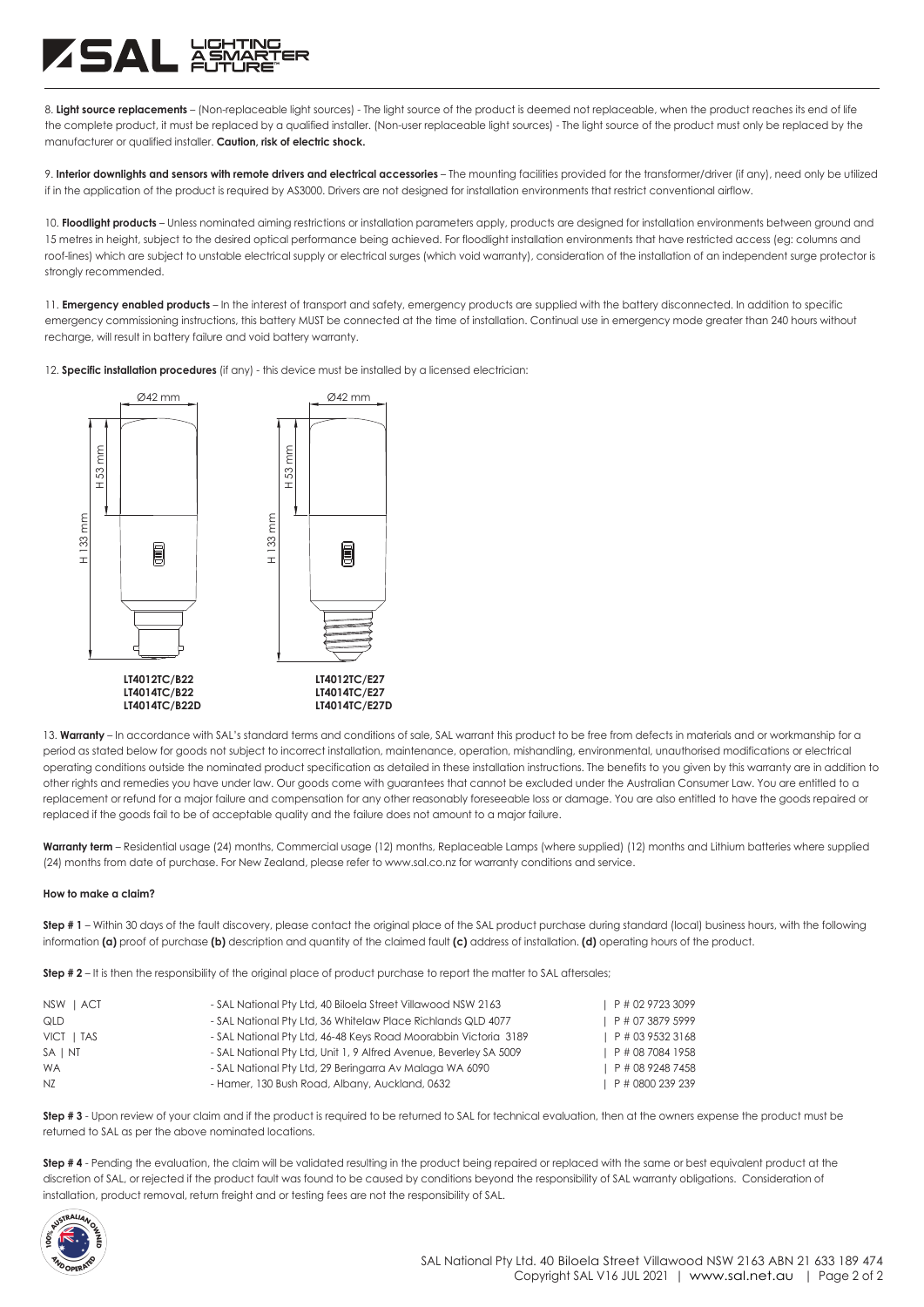8. **Light source replacements** – (Non-replaceable light sources) - The light source of the product is deemed not replaceable, when the product reaches its end of life the complete product, it must be replaced by a qualified installer. (Non-user replaceable light sources) - The light source of the product must only be replaced by the manufacturer or qualified installer. **Caution, risk of electric shock.**

9. **Interior downlights and sensors with remote drivers and electrical accessories** – The mounting facilities provided for the transformer/driver (if any), need only be utilized if in the application of the product is required by AS3000. Drivers are not designed for installation environments that restrict conventional airflow.

10. **Floodlight products** – Unless nominated aiming restrictions or installation parameters apply, products are designed for installation environments between ground and 15 metres in height, subject to the desired optical performance being achieved. For floodlight installation environments that have restricted access (eg: columns and roof-lines) which are subject to unstable electrical supply or electrical surges (which void warranty), consideration of the installation of an independent surge protector is strongly recommended.

11. **Emergency enabled products** – In the interest of transport and safety, emergency products are supplied with the battery disconnected. In addition to specific emergency commissioning instructions, this battery MUST be connected at the time of installation. Continual use in emergency mode greater than 240 hours without recharge, will result in battery failure and void battery warranty.

12. **Specific installation procedures** (if any) - this device must be installed by a licensed electrician:

Ø42 mm

H 53 mm

H 133 mm

**LT4012TC/B22**
**LT4014TC/B22**
**LT4014TC/B22D**

Ø42 mm

H 53 mm

H 133 mm

**LT4012TC/E27**
**LT4014TC/E27**
**LT4014TC/E27D**

13. **Warranty** – In accordance with SAL's standard terms and conditions of sale, SAL warrant this product to be free from defects in materials and or workmanship for a period as stated below for goods not subject to incorrect installation, maintenance, operation, mishandling, environmental, unauthorised modifications or electrical operating conditions outside the nominated product specification as detailed in these installation instructions. The benefits to you given by this warranty are in addition to other rights and remedies you have under law. Our goods come with guarantees that cannot be excluded under the Australian Consumer Law. You are entitled to a replacement or refund for a major failure and compensation for any other reasonably foreseeable loss or damage. You are also entitled to have the goods repaired or replaced if the goods fail to be of acceptable quality and the failure does not amount to a major failure.

**Warranty term** – Residential usage (24) months, Commercial usage (12) months, Replaceable Lamps (where supplied) (12) months and Lithium batteries where supplied (24) months from date of purchase. For New Zealand, please refer to www.sal.co.nz for warranty conditions and service.

**How to make a claim?**

**Step # 1** – Within 30 days of the fault discovery, please contact the original place of the SAL product purchase during standard (local) business hours, with the following information **(a)** proof of purchase **(b)** description and quantity of the claimed fault **(c)** address of installation. **(d)** operating hours of the product.

**Step # 2** – It is then the responsibility of the original place of product purchase to report the matter to SAL aftersales;

| | | |
|---|---|---|
| NSW \| ACT | - SAL National Pty Ltd, 40 Biloela Street Villawood NSW 2163 | P # 02 9723 3099 |
| QLD | - SAL National Pty Ltd, 36 Whitelaw Place Richlands QLD 4077 | P # 07 3879 5999 |
| VICT \| TAS | - SAL National Pty Ltd, 46-48 Keys Road Moorabbin Victoria 3189 | P # 03 9532 3168 |
| SA \| NT | - SAL National Pty Ltd, Unit 1, 9 Alfred Avenue, Beverley SA 5009 | P # 08 7084 1958 |
| WA | - SAL National Pty Ltd, 29 Beringarra Av Malaga WA 6090 | P # 08 9248 7458 |
| NZ | - Hamer, 130 Bush Road, Albany, Auckland, 0632 | P # 0800 239 239 |

**Step # 3** - Upon review of your claim and if the product is required to be returned to SAL for technical evaluation, then at the owners expense the product must be returned to SAL as per the above nominated locations.

**Step # 4** - Pending the evaluation, the claim will be validated resulting in the product being repaired or replaced with the same or best equivalent product at the discretion of SAL, or rejected if the product fault was found to be caused by conditions beyond the responsibility of SAL warranty obligations. Consideration of installation, product removal, return freight and or testing fees are not the responsibility of SAL.

SAL National Pty Ltd. 40 Biloela Street Villawood NSW 2163 ABN 21 633 189 474
Copyright SAL V16 JUL 2021 | www.sal.net.au